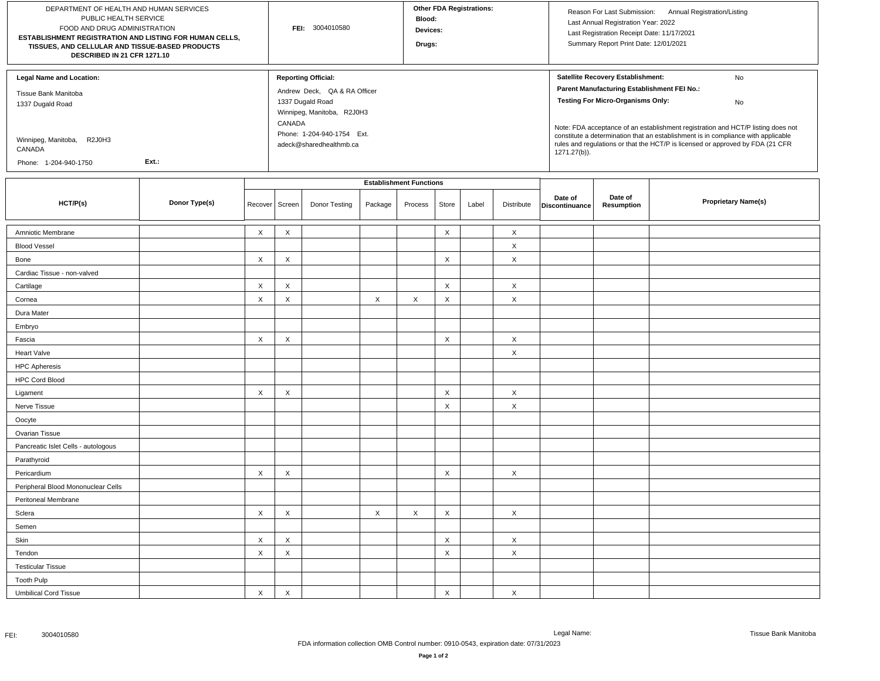DEPARTMENT OF HEALTH AND HUMAN SERVICES
PUBLIC HEALTH SERVICE
FOOD AND DRUG ADMINISTRATION
**ESTABLISHMENT REGISTRATION AND LISTING FOR HUMAN CELLS, TISSUES, AND CELLULAR AND TISSUE-BASED PRODUCTS DESCRIBED IN 21 CFR 1271.10**

**FEI:** 3004010580

**Other FDA Registrations:**
**Blood:**
**Devices:**
**Drugs:**

Reason For Last Submission: Annual Registration/Listing
Last Annual Registration Year: 2022
Last Registration Receipt Date: 11/17/2021
Summary Report Print Date: 12/01/2021

**Legal Name and Location:**

Tissue Bank Manitoba
1337 Dugald Road

Winnipeg, Manitoba, R2J0H3
CANADA

Phone: 1-204-940-1750 **Ext.:**

**Reporting Official:**

Andrew Deck, QA & RA Officer
1337 Dugald Road
Winnipeg, Manitoba, R2J0H3
CANADA
Phone: 1-204-940-1754 Ext.
adeck@sharedhealthmb.ca

**Satellite Recovery Establishment:** No
**Parent Manufacturing Establishment FEI No.:**
**Testing For Micro-Organisms Only:** No

Note: FDA acceptance of an establishment registration and HCT/P listing does not constitute a determination that an establishment is in compliance with applicable rules and regulations or that the HCT/P is licensed or approved by FDA (21 CFR 1271.27(b)).

| HCT/P(s) | Donor Type(s) | Establishment Functions | | | | | | | | Date of Discontinuance | Date of Resumption | Proprietary Name(s) |
|---|---|---|---|---|---|---|---|---|---|---|---|---|
| | | Recover | Screen | Donor Testing | Package | Process | Store | Label | Distribute | | | |
| Amniotic Membrane | | X | X | | | | X | | X | | | |
| Blood Vessel | | | | | | | | | X | | | |
| Bone | | X | X | | | | X | | X | | | |
| Cardiac Tissue - non-valved | | | | | | | | | | | | |
| Cartilage | | X | X | | | | X | | X | | | |
| Cornea | | X | X | | X | X | X | | X | | | |
| Dura Mater | | | | | | | | | | | | |
| Embryo | | | | | | | | | | | | |
| Fascia | | X | X | | | | X | | X | | | |
| Heart Valve | | | | | | | | | X | | | |
| HPC Apheresis | | | | | | | | | | | | |
| HPC Cord Blood | | | | | | | | | | | | |
| Ligament | | X | X | | | | X | | X | | | |
| Nerve Tissue | | | | | | | X | | X | | | |
| Oocyte | | | | | | | | | | | | |
| Ovarian Tissue | | | | | | | | | | | | |
| Pancreatic Islet Cells - autologous | | | | | | | | | | | | |
| Parathyroid | | | | | | | | | | | | |
| Pericardium | | X | X | | | | X | | X | | | |
| Peripheral Blood Mononuclear Cells | | | | | | | | | | | | |
| Peritoneal Membrane | | | | | | | | | | | | |
| Sclera | | X | X | | X | X | X | | X | | | |
| Semen | | | | | | | | | | | | |
| Skin | | X | X | | | | X | | X | | | |
| Tendon | | X | X | | | | X | | X | | | |
| Testicular Tissue | | | | | | | | | | | | |
| Tooth Pulp | | | | | | | | | | | | |
| Umbilical Cord Tissue | | X | X | | | | X | | X | | | |

FDA information collection OMB Control number: 0910-0543, expiration date: 07/31/2023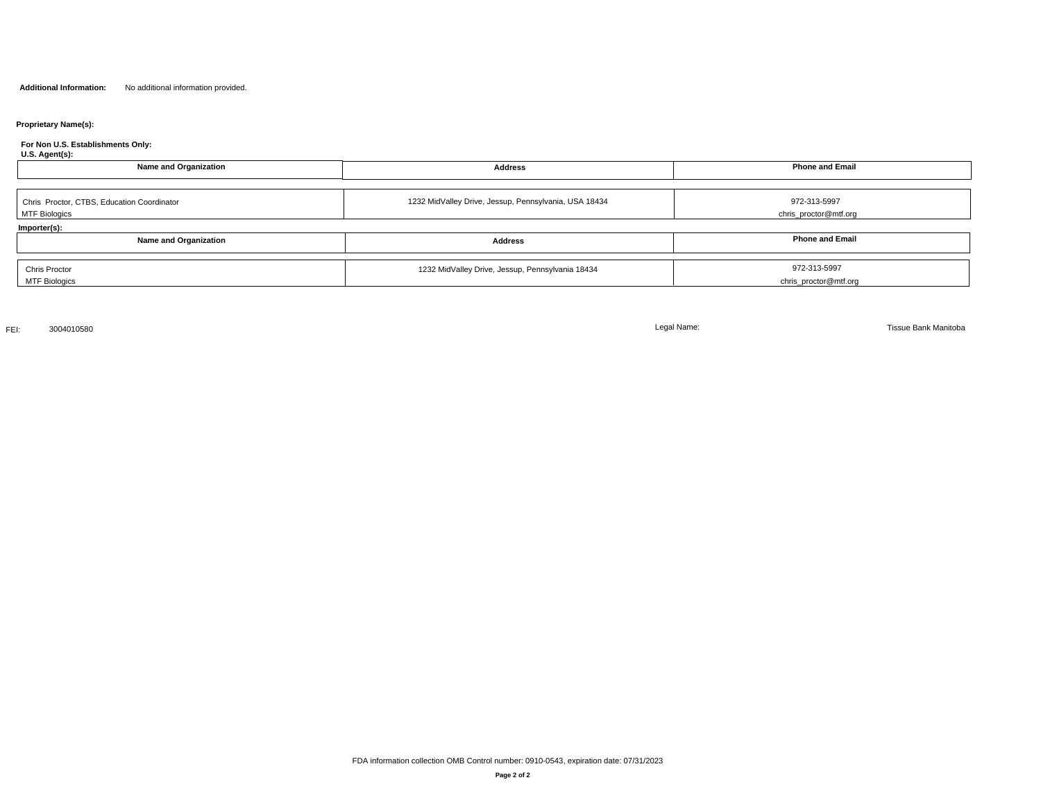**Additional Information:** No additional information provided.

**Proprietary Name(s):**

**For Non U.S. Establishments Only:**

**U.S. Agent(s):**

| Name and Organization | Address | Phone and Email |
|---|---|---|
| Chris Proctor, CTBS, Education Coordinator<br>MTF Biologics | 1232 MidValley Drive, Jessup, Pennsylvania, USA 18434 | 972-313-5997<br>chris_proctor@mtf.org |

**Importer(s):**

| Name and Organization | Address | Phone and Email |
|---|---|---|
| Chris Proctor<br>MTF Biologics | 1232 MidValley Drive, Jessup, Pennsylvania 18434 | 972-313-5997<br>chris_proctor@mtf.org |

FEI: 3004010580 Legal Name: Tissue Bank Manitoba

FDA information collection OMB Control number: 0910-0543, expiration date: 07/31/2023